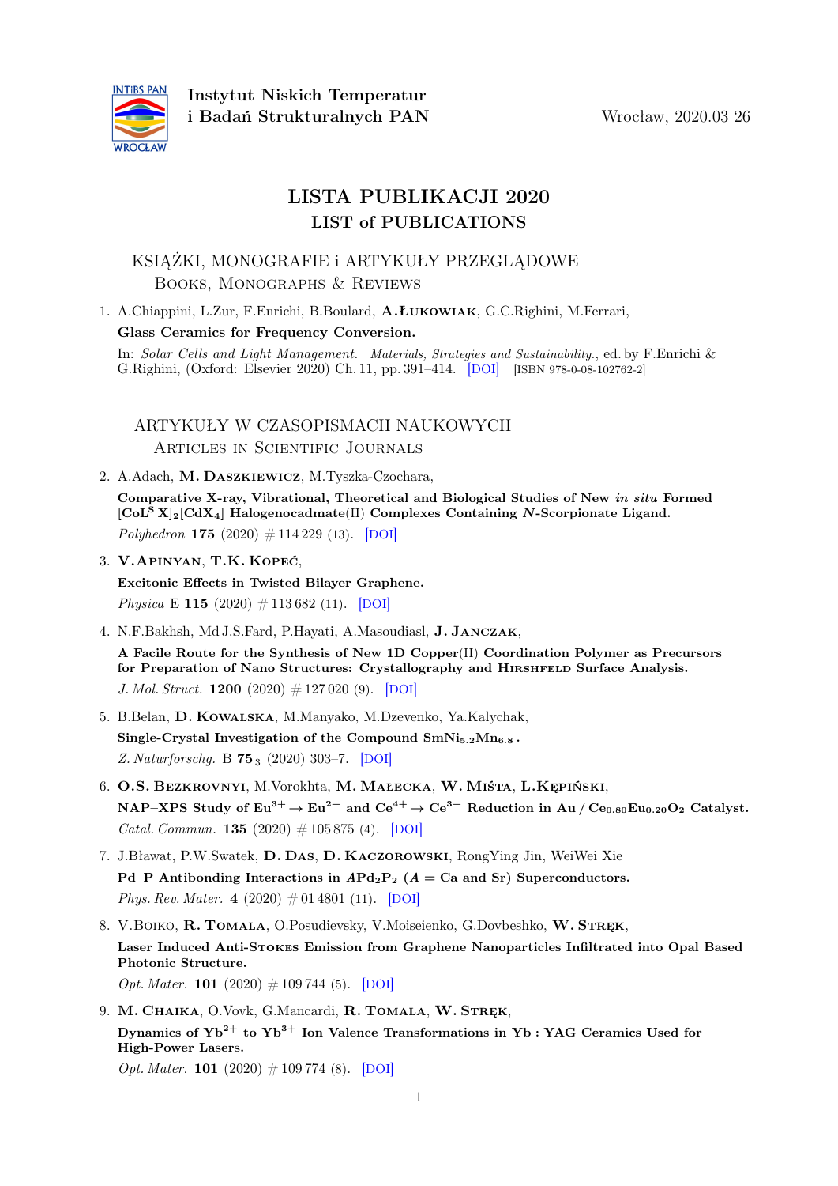**Instytut Niskich Temperatur i Badań Strukturalnych PAN**

Wrocław, 2020.03 26

# LISTA PUBLIKACJI 2020
## LIST of PUBLICATIONS

### KSIĄŻKI, MONOGRAFIE i ARTYKUŁY PRZEGLĄDOWE
#### Books, Monographs & Reviews

1. A.Chiappini, L.Zur, F.Enrichi, B.Boulard, **A.Łukowiak**, G.C.Righini, M.Ferrari,
   **Glass Ceramics for Frequency Conversion.**
   In: *Solar Cells and Light Management. Materials, Strategies and Sustainability.*, ed. by F.Enrichi & G.Righini, (Oxford: Elsevier 2020) Ch. 11, pp. 391–414. [DOI] [ISBN 978-0-08-102762-2]

### ARTYKUŁY W CZASOPISMACH NAUKOWYCH
#### Articles in Scientific Journals

2. A.Adach, **M. Daszkiewicz**, M.Tyszka-Czochara,
   **Comparative X-ray, Vibrational, Theoretical and Biological Studies of New *in situ* Formed $[CoL^S X]_2[CdX_4]$ Halogenocadmate(II) Complexes Containing *N*-Scorpionate Ligand.**
   *Polyhedron* **175** (2020) # 114 229 (13). [DOI]

3. **V.Apinyan**, **T.K. Kopeć**,
   **Excitonic Effects in Twisted Bilayer Graphene.**
   *Physica* E **115** (2020) # 113 682 (11). [DOI]

4. N.F.Bakhsh, Md J.S.Fard, P.Hayati, A.Masoudiasl, **J. Janczak**,
   **A Facile Route for the Synthesis of New 1D Copper(II) Coordination Polymer as Precursors for Preparation of Nano Structures: Crystallography and Hirshfeld Surface Analysis.**
   *J. Mol. Struct.* **1200** (2020) # 127 020 (9). [DOI]

5. B.Belan, **D. Kowalska**, M.Manyako, M.Dzevenko, Ya.Kalychak,
   **Single-Crystal Investigation of the Compound $SmNi_{5.2}Mn_{6.8}$.**
   *Z. Naturforschg.* B **75** $_3$ (2020) 303–7. [DOI]

6. **O.S. Bezkrovnyi**, M.Vorokhta, **M. Małecka**, **W. Miśta**, **L.Kępiński**,
   **NAP–XPS Study of $Eu^{3+} \rightarrow Eu^{2+}$ and $Ce^{4+} \rightarrow Ce^{3+}$ Reduction in Au / $Ce_{0.80}Eu_{0.20}O_2$ Catalyst.**
   *Catal. Commun.* **135** (2020) # 105 875 (4). [DOI]

7. J.Bławat, P.W.Swatek, **D. Das**, **D. Kaczorowski**, RongYing Jin, WeiWei Xie
   **Pd–P Antibonding Interactions in $APd_2P_2$ ($A$ = Ca and Sr) Superconductors.**
   *Phys. Rev. Mater.* **4** (2020) # 01 4801 (11). [DOI]

8. V.Boiko, **R. Tomala**, O.Posudievsky, V.Moiseienko, G.Dovbeshko, **W. Stręk**,
   **Laser Induced Anti-Stokes Emission from Graphene Nanoparticles Infiltrated into Opal Based Photonic Structure.**
   *Opt. Mater.* **101** (2020) # 109 744 (5). [DOI]

9. **M. Chaika**, O.Vovk, G.Mancardi, **R. Tomala**, **W. Stręk**,
   **Dynamics of $Yb^{2+}$ to $Yb^{3+}$ Ion Valence Transformations in Yb : YAG Ceramics Used for High-Power Lasers.**
   *Opt. Mater.* **101** (2020) # 109 774 (8). [DOI]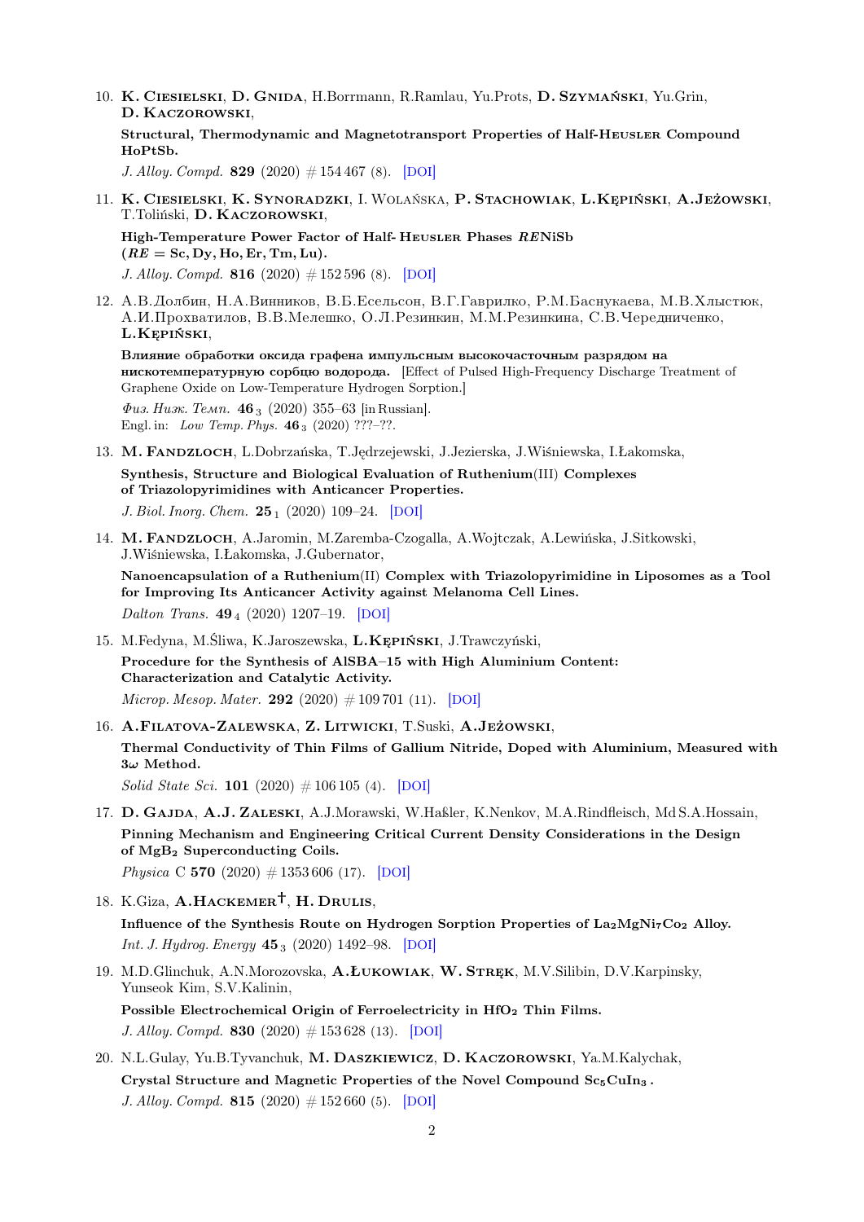10. **K. Ciesielski**, **D. Gnida**, H.Borrmann, R.Ramlau, Yu.Prots, **D. Szymański**, Yu.Grin, **D. Kaczorowski**,

    **Structural, Thermodynamic and Magnetotransport Properties of Half-Heusler Compound HoPtSb.**

    *J. Alloy. Compd.* **829** (2020) # 154 467 (8). [DOI]

11. **K. Ciesielski**, **K. Synoradzki**, I. Wolańska, **P. Stachowiak**, **L.Kępiński**, **A.Jeżowski**, T.Toliński, **D. Kaczorowski**,

    **High-Temperature Power Factor of Half- Heusler Phases *RE*NiSb ($RE = \mathrm{Sc, Dy, Ho, Er, Tm, Lu}$).**

    *J. Alloy. Compd.* **816** (2020) # 152 596 (8). [DOI]

12. А.В.Долбин, Н.А.Винников, В.Б.Есельсон, В.Г.Гаврилко, Р.М.Баснукаева, М.В.Хлыстюк, А.И.Прохватилов, В.В.Мелешко, О.Л.Резинкин, М.М.Резинкина, С.В.Чередниченко, **L.Kępiński**,

    **Влияние обработки оксида графена импульсным высокочастотным разрядом на нискотемпературную сорбцю водорода.** [Effect of Pulsed High-Frequency Discharge Treatment of Graphene Oxide on Low-Temperature Hydrogen Sorption.]

    *Физ. Низк. Темп.* **46** $_3$ (2020) 355–63 [in Russian].
    Engl. in: *Low Temp. Phys.* **46** $_3$ (2020) ???–??.

13. **M. Fandzloch**, L.Dobrzańska, T.Jędrzejewski, J.Jezierska, J.Wiśniewska, I.Łakomska,

    **Synthesis, Structure and Biological Evaluation of Ruthenium(III) Complexes of Triazolopyrimidines with Anticancer Properties.**

    *J. Biol. Inorg. Chem.* **25** $_1$ (2020) 109–24. [DOI]

14. **M. Fandzloch**, A.Jaromin, M.Zaremba-Czogalla, A.Wojtczak, A.Lewińska, J.Sitkowski, J.Wiśniewska, I.Łakomska, J.Gubernator,

    **Nanoencapsulation of a Ruthenium(II) Complex with Triazolopyrimidine in Liposomes as a Tool for Improving Its Anticancer Activity against Melanoma Cell Lines.**

    *Dalton Trans.* **49** $_4$ (2020) 1207–19. [DOI]

15. M.Fedyna, M.Śliwa, K.Jaroszewska, **L.Kępiński**, J.Trawczyński,

    **Procedure for the Synthesis of AlSBA–15 with High Aluminium Content: Characterization and Catalytic Activity.**

    *Microp. Mesop. Mater.* **292** (2020) # 109 701 (11). [DOI]

16. **A.Filatova-Zalewska**, **Z. Litwicki**, T.Suski, **A.Jeżowski**,

    **Thermal Conductivity of Thin Films of Gallium Nitride, Doped with Aluminium, Measured with $3\omega$ Method.**

    *Solid State Sci.* **101** (2020) # 106 105 (4). [DOI]

17. **D. Gajda**, **A.J. Zaleski**, A.J.Morawski, W.Haßler, K.Nenkov, M.A.Rindfleisch, Md S.A.Hossain,

    **Pinning Mechanism and Engineering Critical Current Density Considerations in the Design of $MgB_2$ Superconducting Coils.**

    *Physica* C **570** (2020) # 1353 606 (17). [DOI]

18. K.Giza, **A.Hackemer†**, **H. Drulis**,

    **Influence of the Synthesis Route on Hydrogen Sorption Properties of $La_2MgNi_7Co_2$ Alloy.**

    *Int. J. Hydrog. Energy* **45** $_3$ (2020) 1492–98. [DOI]

19. M.D.Glinchuk, A.N.Morozovska, **A.Łukowiak**, **W. Stręk**, M.V.Silibin, D.V.Karpinsky, Yunseok Kim, S.V.Kalinin,

    **Possible Electrochemical Origin of Ferroelectricity in $HfO_2$ Thin Films.**

    *J. Alloy. Compd.* **830** (2020) # 153 628 (13). [DOI]

20. N.L.Gulay, Yu.B.Tyvanchuk, **M. Daszkiewicz**, **D. Kaczorowski**, Ya.M.Kalychak,

    **Crystal Structure and Magnetic Properties of the Novel Compound $Sc_5CuIn_3$.**

    *J. Alloy. Compd.* **815** (2020) # 152 660 (5). [DOI]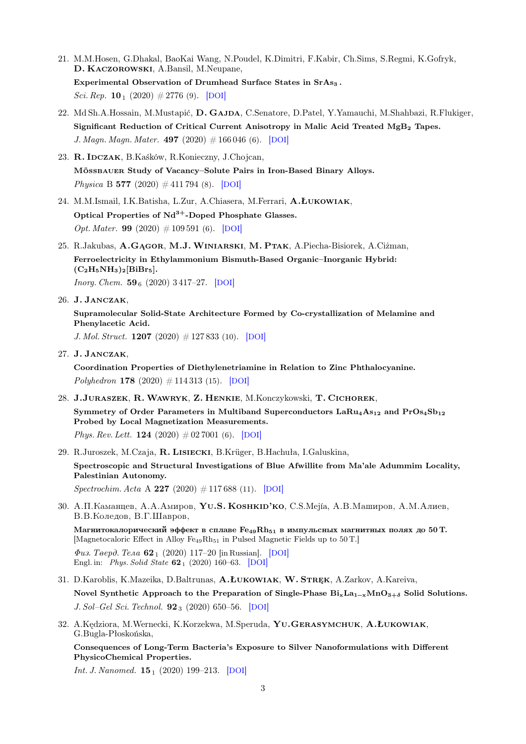21. M.M.Hosen, G.Dhakal, BaoKai Wang, N.Poudel, K.Dimitri, F.Kabir, Ch.Sims, S.Regmi, K.Gofryk, **D. Kaczorowski**, A.Bansil, M.Neupane,

    **Experimental Observation of Drumhead Surface States in $SrAs_3$.**

    *Sci. Rep.* **10** $_1$ (2020) # 2776 (9). [DOI]

22. Md Sh.A.Hossain, M.Mustapić, **D. Gajda**, C.Senatore, D.Patel, Y.Yamauchi, M.Shahbazi, R.Flukiger,

    **Significant Reduction of Critical Current Anisotropy in Malic Acid Treated $MgB_2$ Tapes.**

    *J. Magn. Magn. Mater.* **497** (2020) # 166 046 (6). [DOI]

23. **R. Idczak**, B.Kaśków, R.Konieczny, J.Chojcan,

    **Mössbauer Study of Vacancy–Solute Pairs in Iron-Based Binary Alloys.**

    *Physica* B **577** (2020) # 411 794 (8). [DOI]

24. M.M.Ismail, I.K.Batisha, L.Zur, A.Chiasera, M.Ferrari, **A.Łukowiak**,

    **Optical Properties of $Nd^{3+}$-Doped Phosphate Glasses.**

    *Opt. Mater.* **99** (2020) # 109 591 (6). [DOI]

25. R.Jakubas, **A.Gągor**, **M.J. Winiarski**, **M. Ptak**, A.Piecha-Bisiorek, A.Ciżman,

    **Ferroelectricity in Ethylammonium Bismuth-Based Organic–Inorganic Hybrid: $(C_2H_5NH_3)_2[BiBr_5]$.**

    *Inorg. Chem.* **59** $_6$ (2020) 3 417–27. [DOI]

26. **J. Janczak**,

    **Supramolecular Solid-State Architecture Formed by Co-crystallization of Melamine and Phenylacetic Acid.**

    *J. Mol. Struct.* **1207** (2020) # 127 833 (10). [DOI]

27. **J. Janczak**,

    **Coordination Properties of Diethylenetriamine in Relation to Zinc Phthalocyanine.**

    *Polyhedron* **178** (2020) # 114 313 (15). [DOI]

28. **J.Juraszek**, **R. Wawryk**, **Z. Henkie**, M.Konczykowski, **T. Cichorek**,

    **Symmetry of Order Parameters in Multiband Superconductors $LaRu_4As_{12}$ and $PrOs_4Sb_{12}$ Probed by Local Magnetization Measurements.**

    *Phys. Rev. Lett.* **124** (2020) # 02 7001 (6). [DOI]

29. R.Juroszek, M.Czaja, **R. Lisiecki**, B.Krüger, B.Hachuła, I.Galuskina,

    **Spectroscopic and Structural Investigations of Blue Afwillite from Ma'ale Adummim Locality, Palestinian Autonomy.**

    *Spectrochim. Acta* A **227** (2020) # 117 688 (11). [DOI]

30. А.П.Каманцев, А.А.Амиров, **Yu.S. Koshkid'ko**, C.S.Mejía, А.В.Маширов, А.М.Алиев, В.В.Коледов, В.Г.Шавров,

    **Магнитокалорический эффект в сплаве $Fe_{49}Rh_{51}$ в импульсных магнитных полях до 50 Т.**
    [Magnetocaloric Effect in Alloy $Fe_{49}Rh_{51}$ in Pulsed Magnetic Fields up to 50 T.]

    *Физ. Твердо. Тела* **62** $_1$ (2020) 117–20 [in Russian]. [DOI]
    Engl. in: *Phys. Solid State* **62** $_1$ (2020) 160–63. [DOI]

31. D.Karoblis, K.Mazeika, D.Baltrunas, **A.Łukowiak**, **W. Stręk**, A.Zarkov, A.Kareiva,

    **Novel Synthetic Approach to the Preparation of Single-Phase $Bi_xLa_{1-x}MnO_{3+\delta}$ Solid Solutions.**

    *J. Sol–Gel Sci. Technol.* **92** $_3$ (2020) 650–56. [DOI]

32. A.Kędziora, M.Wernecki, K.Korzekwa, M.Speruda, **Yu.Gerasymchuk**, **A.Łukowiak**, G.Bugla-Płoskońska,

    **Consequences of Long-Term Bacteria's Exposure to Silver Nanoformulations with Different PhysicoChemical Properties.**

    *Int. J. Nanomed.* **15** $_1$ (2020) 199–213. [DOI]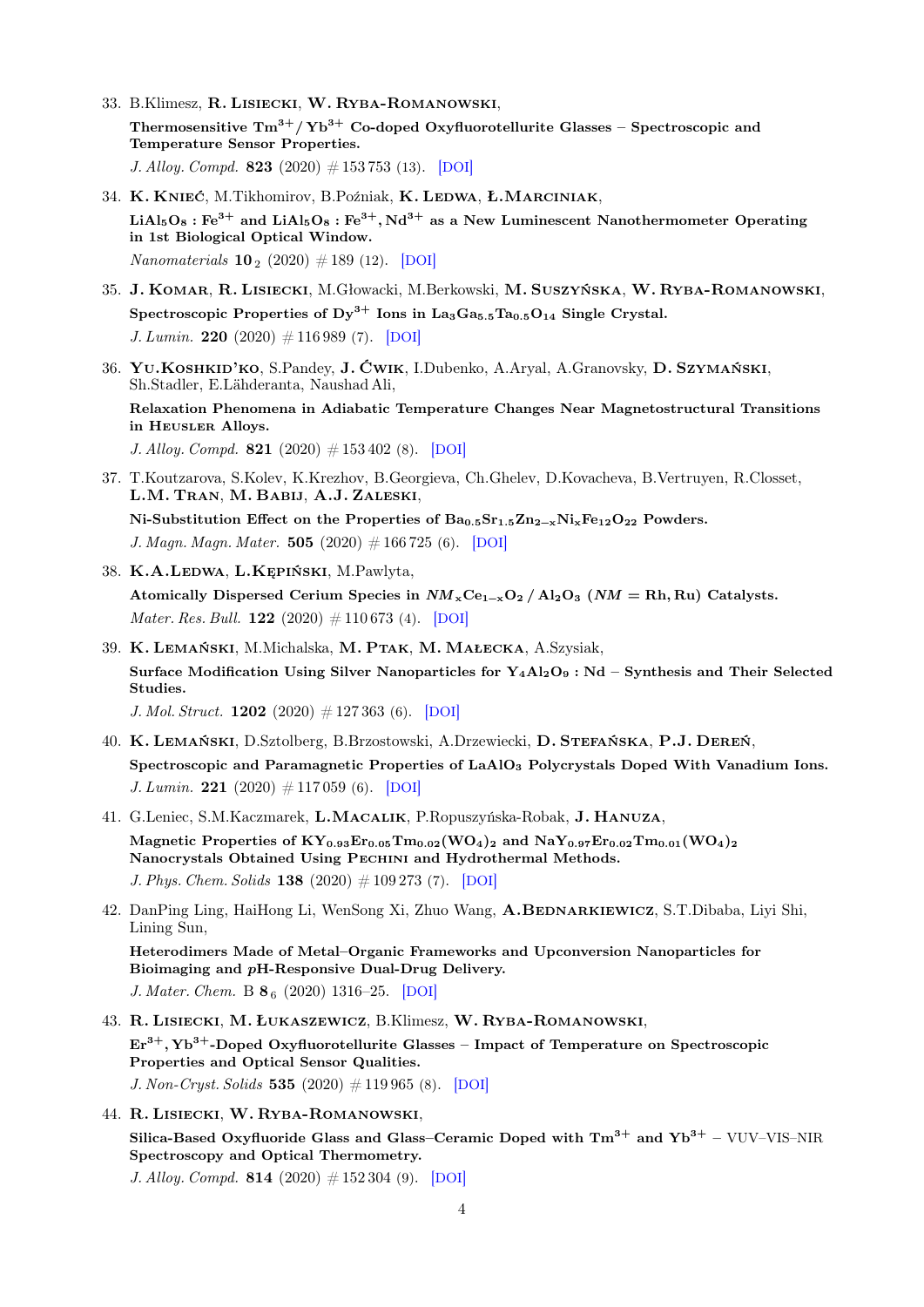33. B.Klimesz, **R. Lisiecki**, **W. Ryba-Romanowski**,
    **Thermosensitive $Tm^{3+}$ / $Yb^{3+}$ Co-doped Oxyfluorotellurite Glasses – Spectroscopic and Temperature Sensor Properties.**
    *J. Alloy. Compd.* **823** (2020) # 153 753 (13). [DOI]

34. **K. Knieć**, M.Tikhomirov, B.Poźniak, **K. Ledwa**, **Ł.Marciniak**,
    **$LiAl_5O_8 : Fe^{3+}$ and $LiAl_5O_8 : Fe^{3+}, Nd^{3+}$ as a New Luminescent Nanothermometer Operating in 1st Biological Optical Window.**
    *Nanomaterials* **10** $_2$ (2020) # 189 (12). [DOI]

35. **J. Komar**, **R. Lisiecki**, M.Głowacki, M.Berkowski, **M. Suszyńska**, **W. Ryba-Romanowski**,
    **Spectroscopic Properties of $Dy^{3+}$ Ions in $La_3Ga_{5.5}Ta_{0.5}O_{14}$ Single Crystal.**
    *J. Lumin.* **220** (2020) # 116 989 (7). [DOI]

36. **Yu.Koshkid'ko**, S.Pandey, **J. Ćwik**, I.Dubenko, A.Aryal, A.Granovsky, **D. Szymański**, Sh.Stadler, E.Lähderanta, Naushad Ali,
    **Relaxation Phenomena in Adiabatic Temperature Changes Near Magnetostructural Transitions in Heusler Alloys.**
    *J. Alloy. Compd.* **821** (2020) # 153 402 (8). [DOI]

37. T.Koutzarova, S.Kolev, K.Krezhov, B.Georgieva, Ch.Ghelev, D.Kovacheva, B.Vertruyen, R.Closset, **L.M. Tran**, **M. Babij**, **A.J. Zaleski**,
    **Ni-Substitution Effect on the Properties of $Ba_{0.5}Sr_{1.5}Zn_{2-x}Ni_xFe_{12}O_{22}$ Powders.**
    *J. Magn. Magn. Mater.* **505** (2020) # 166 725 (6). [DOI]

38. **K.A.Ledwa**, **L.Kępiński**, M.Pawlyta,
    **Atomically Dispersed Cerium Species in $NM_xCe_{1-x}O_2$ / $Al_2O_3$ ($NM$ = Rh, Ru) Catalysts.**
    *Mater. Res. Bull.* **122** (2020) # 110 673 (4). [DOI]

39. **K. Lemański**, M.Michalska, **M. Ptak**, **M. Małecka**, A.Szysiak,
    **Surface Modification Using Silver Nanoparticles for $Y_4Al_2O_9 : Nd$ – Synthesis and Their Selected Studies.**
    *J. Mol. Struct.* **1202** (2020) # 127 363 (6). [DOI]

40. **K. Lemański**, D.Sztolberg, B.Brzostowski, A.Drzewiecki, **D. Stefańska**, **P.J. Dereń**,
    **Spectroscopic and Paramagnetic Properties of $LaAlO_3$ Polycrystals Doped With Vanadium Ions.**
    *J. Lumin.* **221** (2020) # 117 059 (6). [DOI]

41. G.Leniec, S.M.Kaczmarek, **L.Macalik**, P.Ropuszyńska-Robak, **J. Hanuza**,
    **Magnetic Properties of $KY_{0.93}Er_{0.05}Tm_{0.02}(WO_4)_2$ and $NaY_{0.97}Er_{0.02}Tm_{0.01}(WO_4)_2$ Nanocrystals Obtained Using Pechini and Hydrothermal Methods.**
    *J. Phys. Chem. Solids* **138** (2020) # 109 273 (7). [DOI]

42. DanPing Ling, HaiHong Li, WenSong Xi, Zhuo Wang, **A.Bednarkiewicz**, S.T.Dibaba, Liyi Shi, Lining Sun,
    **Heterodimers Made of Metal–Organic Frameworks and Upconversion Nanoparticles for Bioimaging and *p*H-Responsive Dual-Drug Delivery.**
    *J. Mater. Chem.* B **8** $_6$ (2020) 1316–25. [DOI]

43. **R. Lisiecki**, **M. Łukaszewicz**, B.Klimesz, **W. Ryba-Romanowski**,
    **$Er^{3+}$, $Yb^{3+}$-Doped Oxyfluorotellurite Glasses – Impact of Temperature on Spectroscopic Properties and Optical Sensor Qualities.**
    *J. Non-Cryst. Solids* **535** (2020) # 119 965 (8). [DOI]

44. **R. Lisiecki**, **W. Ryba-Romanowski**,
    **Silica-Based Oxyfluoride Glass and Glass–Ceramic Doped with $Tm^{3+}$ and $Yb^{3+}$ – VUV–VIS–NIR Spectroscopy and Optical Thermometry.**
    *J. Alloy. Compd.* **814** (2020) # 152 304 (9). [DOI]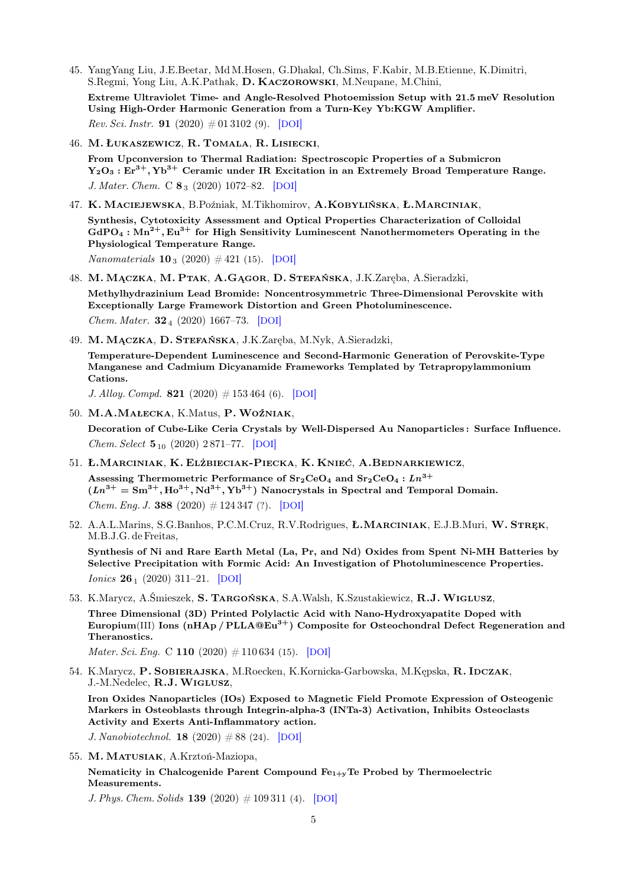45. YangYang Liu, J.E.Beetar, Md M.Hosen, G.Dhakal, Ch.Sims, F.Kabir, M.B.Etienne, K.Dimitri, S.Regmi, Yong Liu, A.K.Pathak, **D. Kaczorowski**, M.Neupane, M.Chini,

    **Extreme Ultraviolet Time- and Angle-Resolved Photoemission Setup with 21.5 meV Resolution Using High-Order Harmonic Generation from a Turn-Key Yb:KGW Amplifier.**

    *Rev. Sci. Instr.* **91** (2020) # 01 3102 (9). [DOI]

46. **M. Łukaszewicz**, **R. Tomala**, **R. Lisiecki**,

    **From Upconversion to Thermal Radiation: Spectroscopic Properties of a Submicron $Y_2O_3 : Er^{3+}, Yb^{3+}$ Ceramic under IR Excitation in an Extremely Broad Temperature Range.**

    *J. Mater. Chem.* C **8** $_3$ (2020) 1072–82. [DOI]

47. **K. Maciejewska**, B.Poźniak, M.Tikhomirov, **A.Kobylińska**, **Ł.Marciniak**,

    **Synthesis, Cytotoxicity Assessment and Optical Properties Characterization of Colloidal $GdPO_4 : Mn^{2+}, Eu^{3+}$ for High Sensitivity Luminescent Nanothermometers Operating in the Physiological Temperature Range.**

    *Nanomaterials* **10** $_3$ (2020) # 421 (15). [DOI]

48. **M. Mączka**, **M. Ptak**, **A.Gągor**, **D. Stefańska**, J.K.Zaręba, A.Sieradzki,

    **Methylhydrazinium Lead Bromide: Noncentrosymmetric Three-Dimensional Perovskite with Exceptionally Large Framework Distortion and Green Photoluminescence.**

    *Chem. Mater.* **32** $_4$ (2020) 1667–73. [DOI]

49. **M. Mączka**, **D. Stefańska**, J.K.Zaręba, M.Nyk, A.Sieradzki,

    **Temperature-Dependent Luminescence and Second-Harmonic Generation of Perovskite-Type Manganese and Cadmium Dicyanamide Frameworks Templated by Tetrapropylammonium Cations.**

    *J. Alloy. Compd.* **821** (2020) # 153 464 (6). [DOI]

50. **M.A.Małecka**, K.Matus, **P. Woźniak**,

    **Decoration of Cube-Like Ceria Crystals by Well-Dispersed Au Nanoparticles : Surface Influence.**

    *Chem. Select* **5** $_{10}$ (2020) 2 871–77. [DOI]

51. **Ł.Marciniak**, **K. Elżbieciak-Piecka**, **K. Knieć**, **A.Bednarkiewicz**,

    **Assessing Thermometric Performance of $Sr_2CeO_4$ and $Sr_2CeO_4 : Ln^{3+}$ ($Ln^{3+} = Sm^{3+}, Ho^{3+}, Nd^{3+}, Yb^{3+}$) Nanocrystals in Spectral and Temporal Domain.**

    *Chem. Eng. J.* **388** (2020) # 124 347 (?). [DOI]

52. A.A.L.Marins, S.G.Banhos, P.C.M.Cruz, R.V.Rodrigues, **Ł.Marciniak**, E.J.B.Muri, **W. Stręk**, M.B.J.G. de Freitas,

    **Synthesis of Ni and Rare Earth Metal (La, Pr, and Nd) Oxides from Spent Ni-MH Batteries by Selective Precipitation with Formic Acid: An Investigation of Photoluminescence Properties.**

    *Ionics* **26** $_1$ (2020) 311–21. [DOI]

53. K.Marycz, A.Śmieszek, **S. Targońska**, S.A.Walsh, K.Szustakiewicz, **R.J. Wiglusz**,

    **Three Dimensional (3D) Printed Polylactic Acid with Nano-Hydroxyapatite Doped with Europium(III) Ions (nHAp / PLLA@$Eu^{3+}$) Composite for Osteochondral Defect Regeneration and Theranostics.**

    *Mater. Sci. Eng.* C **110** (2020) # 110 634 (15). [DOI]

54. K.Marycz, **P. Sobierajska**, M.Roecken, K.Kornicka-Garbowska, M.Kępska, **R. Idczak**, J.-M.Nedelec, **R.J. Wiglusz**,

    **Iron Oxides Nanoparticles (IOs) Exposed to Magnetic Field Promote Expression of Osteogenic Markers in Osteoblasts through Integrin-alpha-3 (INTa-3) Activation, Inhibits Osteoclasts Activity and Exerts Anti-Inflammatory action.**

    *J. Nanobiotechnol.* **18** (2020) # 88 (24). [DOI]

55. **M. Matusiak**, A.Krztoń-Maziopa,

    **Nematicity in Chalcogenide Parent Compound $Fe_{1+y}Te$ Probed by Thermoelectric Measurements.**

    *J. Phys. Chem. Solids* **139** (2020) # 109 311 (4). [DOI]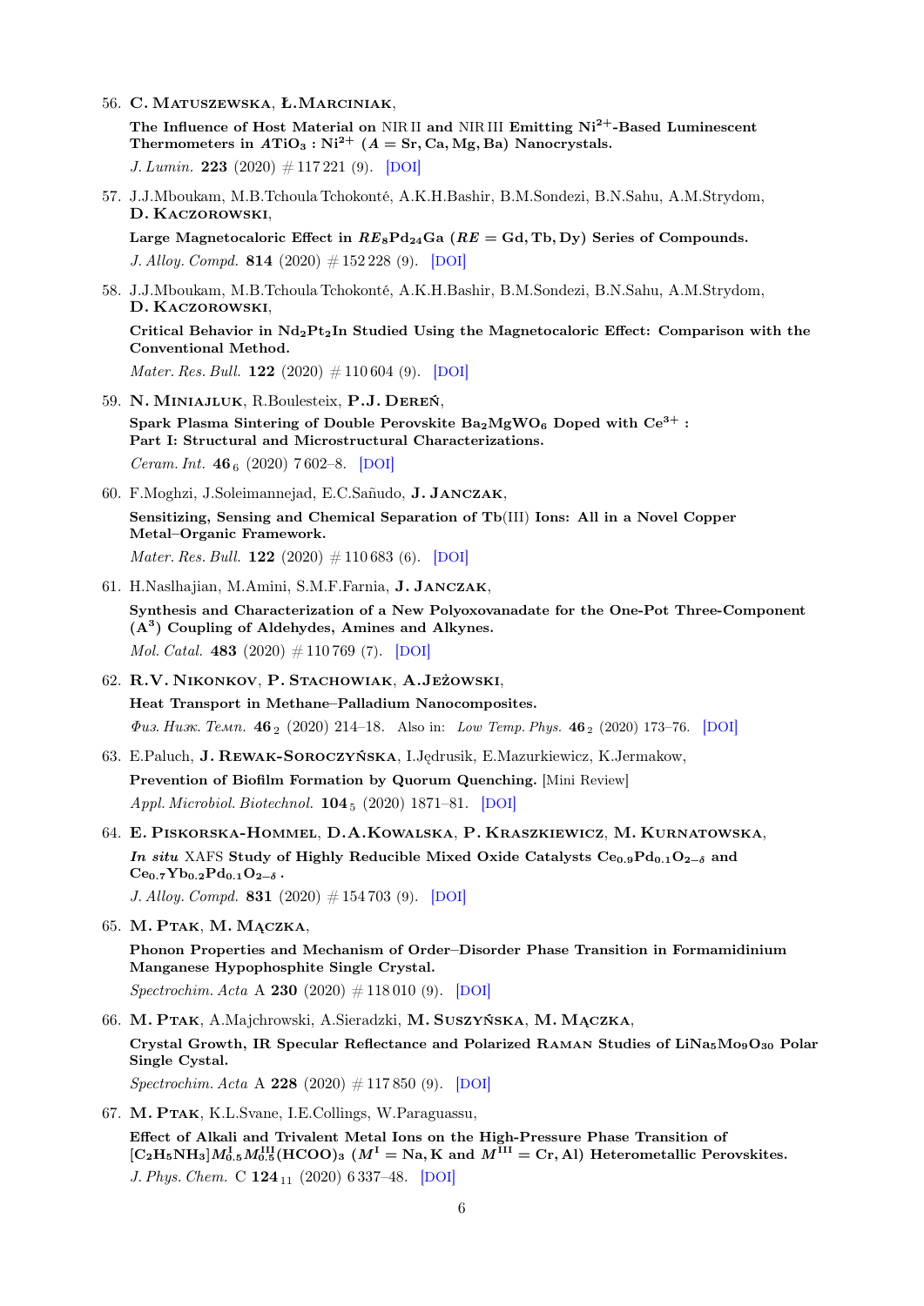56. **C. Matuszewska**, **Ł.Marciniak**,

    **The Influence of Host Material on NIR II and NIR III Emitting $Ni^{2+}$-Based Luminescent Thermometers in $ATiO_3 : Ni^{2+}$ ($A = Sr, Ca, Mg, Ba$) Nanocrystals.**

    *J. Lumin.* **223** (2020) # 117 221 (9). [DOI]

57. J.J.Mboukam, M.B.Tchoula Tchokonté, A.K.H.Bashir, B.M.Sondezi, B.N.Sahu, A.M.Strydom, **D. Kaczorowski**,

    **Large Magnetocaloric Effect in $RE_8Pd_{24}Ga$ ($RE = Gd, Tb, Dy$) Series of Compounds.**

    *J. Alloy. Compd.* **814** (2020) # 152 228 (9). [DOI]

58. J.J.Mboukam, M.B.Tchoula Tchokonté, A.K.H.Bashir, B.M.Sondezi, B.N.Sahu, A.M.Strydom, **D. Kaczorowski**,

    **Critical Behavior in $Nd_2Pt_2In$ Studied Using the Magnetocaloric Effect: Comparison with the Conventional Method.**

    *Mater. Res. Bull.* **122** (2020) # 110 604 (9). [DOI]

59. **N. Miniajluk**, R.Boulesteix, **P.J. Dereń**,

    **Spark Plasma Sintering of Double Perovskite $Ba_2MgWO_6$ Doped with $Ce^{3+}$ : Part I: Structural and Microstructural Characterizations.**

    *Ceram. Int.* **46**$_6$ (2020) 7 602–8. [DOI]

60. F.Moghzi, J.Soleimannejad, E.C.Sañudo, **J. Janczak**,

    **Sensitizing, Sensing and Chemical Separation of Tb(III) Ions: All in a Novel Copper Metal–Organic Framework.**

    *Mater. Res. Bull.* **122** (2020) # 110 683 (6). [DOI]

61. H.Naslhajian, M.Amini, S.M.F.Farnia, **J. Janczak**,

    **Synthesis and Characterization of a New Polyoxovanadate for the One-Pot Three-Component ($A^3$) Coupling of Aldehydes, Amines and Alkynes.**

    *Mol. Catal.* **483** (2020) # 110 769 (7). [DOI]

62. **R.V. Nikonkov**, **P. Stachowiak**, **A.Jeżowski**,

    **Heat Transport in Methane–Palladium Nanocomposites.**

    *Физ. Низк. Темп.* **46**$_2$ (2020) 214–18. Also in: *Low Temp. Phys.* **46**$_2$ (2020) 173–76. [DOI]

63. E.Paluch, **J. Rewak-Soroczyńska**, I.Jędrusik, E.Mazurkiewicz, K.Jermakow,

    **Prevention of Biofilm Formation by Quorum Quenching.** [Mini Review]

    *Appl. Microbiol. Biotechnol.* **104**$_5$ (2020) 1871–81. [DOI]

64. **E. Piskorska-Hommel**, **D.A.Kowalska**, **P. Kraszkiewicz**, **M. Kurnatowska**,

    ***In situ* XAFS Study of Highly Reducible Mixed Oxide Catalysts $Ce_{0.9}Pd_{0.1}O_{2-\delta}$ and $Ce_{0.7}Yb_{0.2}Pd_{0.1}O_{2-\delta}$ .**

    *J. Alloy. Compd.* **831** (2020) # 154 703 (9). [DOI]

65. **M. Ptak**, **M. Mączka**,

    **Phonon Properties and Mechanism of Order–Disorder Phase Transition in Formamidinium Manganese Hypophosphite Single Crystal.**

    *Spectrochim. Acta* A **230** (2020) # 118 010 (9). [DOI]

66. **M. Ptak**, A.Majchrowski, A.Sieradzki, **M. Suszyńska**, **M. Mączka**,

    **Crystal Growth, IR Specular Reflectance and Polarized Raman Studies of $LiNa_5Mo_9O_{30}$ Polar Single Cystal.**

    *Spectrochim. Acta* A **228** (2020) # 117 850 (9). [DOI]

67. **M. Ptak**, K.L.Svane, I.E.Collings, W.Paraguassu,

    **Effect of Alkali and Trivalent Metal Ions on the High-Pressure Phase Transition of $[C_2H_5NH_3]M^{I}_{0.5}M^{III}_{0.5}(HCOO)_3$ ($M^{I} = Na, K$ and $M^{III} = Cr, Al$) Heterometallic Perovskites.**

    *J. Phys. Chem.* C **124**$_{11}$ (2020) 6 337–48. [DOI]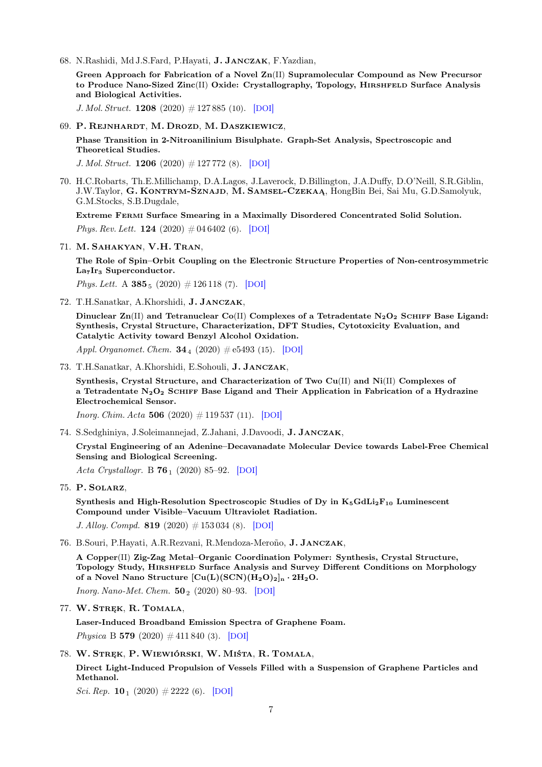68. N.Rashidi, Md J.S.Fard, P.Hayati, **J. Janczak**, F.Yazdian,

    **Green Approach for Fabrication of a Novel Zn(II) Supramolecular Compound as New Precursor to Produce Nano-Sized Zinc(II) Oxide: Crystallography, Topology, Hirshfeld Surface Analysis and Biological Activities.**

    *J. Mol. Struct.* **1208** (2020) # 127 885 (10). [DOI]

69. **P. Rejnhardt**, **M. Drozd**, **M. Daszkiewicz**,

    **Phase Transition in 2-Nitroanilinium Bisulphate. Graph-Set Analysis, Spectroscopic and Theoretical Studies.**

    *J. Mol. Struct.* **1206** (2020) # 127 772 (8). [DOI]

70. H.C.Robarts, Th.E.Millichamp, D.A.Lagos, J.Laverock, D.Billington, J.A.Duffy, D.O'Neill, S.R.Giblin, J.W.Taylor, **G. Kontrym-Sznajd**, **M. Samsel-Czekała**, HongBin Bei, Sai Mu, G.D.Samolyuk, G.M.Stocks, S.B.Dugdale,

    **Extreme Fermi Surface Smearing in a Maximally Disordered Concentrated Solid Solution.**

    *Phys. Rev. Lett.* **124** (2020) # 04 6402 (6). [DOI]

71. **M. Sahakyan**, **V.H. Tran**,

    **The Role of Spin–Orbit Coupling on the Electronic Structure Properties of Non-centrosymmetric $La_7Ir_3$ Superconductor.**

    *Phys. Lett.* A **385**$_5$ (2020) # 126 118 (7). [DOI]

72. T.H.Sanatkar, A.Khorshidi, **J. Janczak**,

    **Dinuclear Zn(II) and Tetranuclear Co(II) Complexes of a Tetradentate $N_2O_2$ Schiff Base Ligand: Synthesis, Crystal Structure, Characterization, DFT Studies, Cytotoxicity Evaluation, and Catalytic Activity toward Benzyl Alcohol Oxidation.**

    *Appl. Organomet. Chem.* **34**$_4$ (2020) # e5493 (15). [DOI]

73. T.H.Sanatkar, A.Khorshidi, E.Sohouli, **J. Janczak**,

    **Synthesis, Crystal Structure, and Characterization of Two Cu(II) and Ni(II) Complexes of a Tetradentate $N_2O_2$ Schiff Base Ligand and Their Application in Fabrication of a Hydrazine Electrochemical Sensor.**

    *Inorg. Chim. Acta* **506** (2020) # 119 537 (11). [DOI]

74. S.Sedghiniya, J.Soleimannejad, Z.Jahani, J.Davoodi, **J. Janczak**,

    **Crystal Engineering of an Adenine–Decavanadate Molecular Device towards Label-Free Chemical Sensing and Biological Screening.**

    *Acta Crystallogr.* B **76**$_1$ (2020) 85–92. [DOI]

75. **P. Solarz**,

    **Synthesis and High-Resolution Spectroscopic Studies of Dy in $K_5GdLi_2F_{10}$ Luminescent Compound under Visible–Vacuum Ultraviolet Radiation.**

    *J. Alloy. Compd.* **819** (2020) # 153 034 (8). [DOI]

76. B.Souri, P.Hayati, A.R.Rezvani, R.Mendoza-Meroño, **J. Janczak**,

    **A Copper(II) Zig-Zag Metal–Organic Coordination Polymer: Synthesis, Crystal Structure, Topology Study, Hirshfeld Surface Analysis and Survey Different Conditions on Morphology of a Novel Nano Structure $[Cu(L)(SCN)(H_2O)_2]_n \cdot 2H_2O$.**

    *Inorg. Nano-Met. Chem.* **50**$_2$ (2020) 80–93. [DOI]

77. **W. Stręk**, **R. Tomala**,

    **Laser-Induced Broadband Emission Spectra of Graphene Foam.**

    *Physica* B **579** (2020) # 411 840 (3). [DOI]

78. **W. Stręk**, **P. Wiewiórski**, **W. Miśta**, **R. Tomala**,

    **Direct Light-Induced Propulsion of Vessels Filled with a Suspension of Graphene Particles and Methanol.**

    *Sci. Rep.* **10**$_1$ (2020) # 2222 (6). [DOI]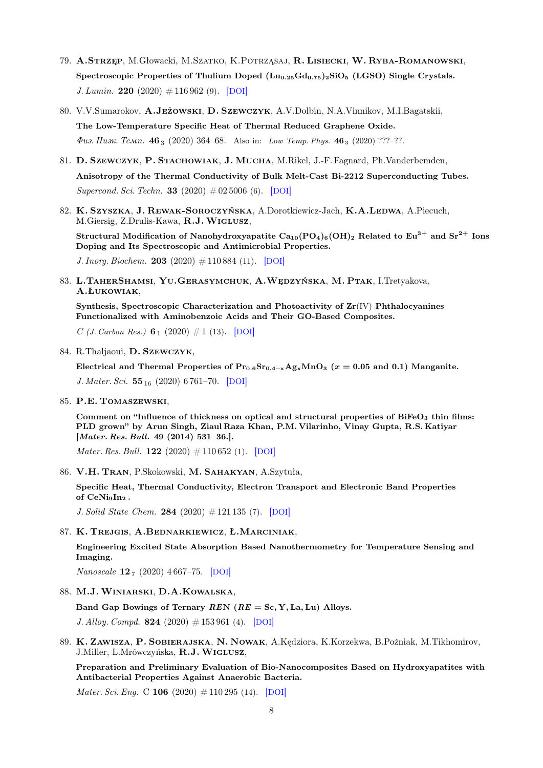79. **A.Strzęp**, M.Głowacki, M.Szatko, K.Potrząsaj, **R. Lisiecki**, **W. Ryba-Romanowski**,
    **Spectroscopic Properties of Thulium Doped $(Lu_{0.25}Gd_{0.75})_2SiO_5$ (LGSO) Single Crystals.**
    *J. Lumin.* **220** (2020) # 116 962 (9). [DOI]

80. V.V.Sumarokov, **A.Jeżowski**, **D. Szewczyk**, A.V.Dolbin, N.A.Vinnikov, M.I.Bagatskii,
    **The Low-Temperature Specific Heat of Thermal Reduced Graphene Oxide.**
    *Физ. Низк. Темп.* **46** $_3$ (2020) 364–68. Also in: *Low Temp. Phys.* **46** $_3$ (2020) ???–??.

81. **D. Szewczyk**, **P. Stachowiak**, **J. Mucha**, M.Rikel, J.-F. Fagnard, Ph.Vanderbemden,
    **Anisotropy of the Thermal Conductivity of Bulk Melt-Cast Bi-2212 Superconducting Tubes.**
    *Supercond. Sci. Techn.* **33** (2020) # 02 5006 (6). [DOI]

82. **K. Szyszka**, **J. Rewak-Soroczyńska**, A.Dorotkiewicz-Jach, **K.A.Ledwa**, A.Piecuch, M.Giersig, Z.Drulis-Kawa, **R.J. Wiglusz**,
    **Structural Modification of Nanohydroxyapatite $Ca_{10}(PO_4)_6(OH)_2$ Related to $Eu^{3+}$ and $Sr^{2+}$ Ions Doping and Its Spectroscopic and Antimicrobial Properties.**
    *J. Inorg. Biochem.* **203** (2020) # 110 884 (11). [DOI]

83. **L.TaherShamsi**, **Yu.Gerasymchuk**, **A.Wędzyńska**, **M. Ptak**, I.Tretyakova, **A.Łukowiak**,
    **Synthesis, Spectroscopic Characterization and Photoactivity of Zr(IV) Phthalocyanines Functionalized with Aminobenzoic Acids and Their GO-Based Composites.**
    *C (J. Carbon Res.)* **6** $_1$ (2020) # 1 (13). [DOI]

84. R.Thaljaoui, **D. Szewczyk**,
    **Electrical and Thermal Properties of $Pr_{0.6}Sr_{0.4-x}Ag_xMnO_3$ ($x = 0.05$ and 0.1) Manganite.**
    *J. Mater. Sci.* **55** $_{16}$ (2020) 6 761–70. [DOI]

85. **P.E. Tomaszewski**,
    **Comment on “Influence of thickness on optical and structural properties of $BiFeO_3$ thin films: PLD grown” by Arun Singh, Ziaul Raza Khan, P.M. Vilarinho, Vinay Gupta, R.S. Katiyar [*Mater. Res. Bull.* 49 (2014) 531–36.].**
    *Mater. Res. Bull.* **122** (2020) # 110 652 (1). [DOI]

86. **V.H. Tran**, P.Skokowski, **M. Sahakyan**, A.Szytuła,
    **Specific Heat, Thermal Conductivity, Electron Transport and Electronic Band Properties of $CeNi_9In_2$.**
    *J. Solid State Chem.* **284** (2020) # 121 135 (7). [DOI]

87. **K. Trejgis**, **A.Bednarkiewicz**, **Ł.Marciniak**,
    **Engineering Excited State Absorption Based Nanothermometry for Temperature Sensing and Imaging.**
    *Nanoscale* **12** $_7$ (2020) 4 667–75. [DOI]

88. **M.J. Winiarski**, **D.A.Kowalska**,
    **Band Gap Bowings of Ternary *RE*N (*RE* = Sc, Y, La, Lu) Alloys.**
    *J. Alloy. Compd.* **824** (2020) # 153 961 (4). [DOI]

89. **K. Zawisza**, **P. Sobierajska**, **N. Nowak**, A.Kędziora, K.Korzekwa, B.Poźniak, M.Tikhomirov, J.Miller, L.Mrówczyńska, **R.J. Wiglusz**,
    **Preparation and Preliminary Evaluation of Bio-Nanocomposites Based on Hydroxyapatites with Antibacterial Properties Against Anaerobic Bacteria.**
    *Mater. Sci. Eng.* C **106** (2020) # 110 295 (14). [DOI]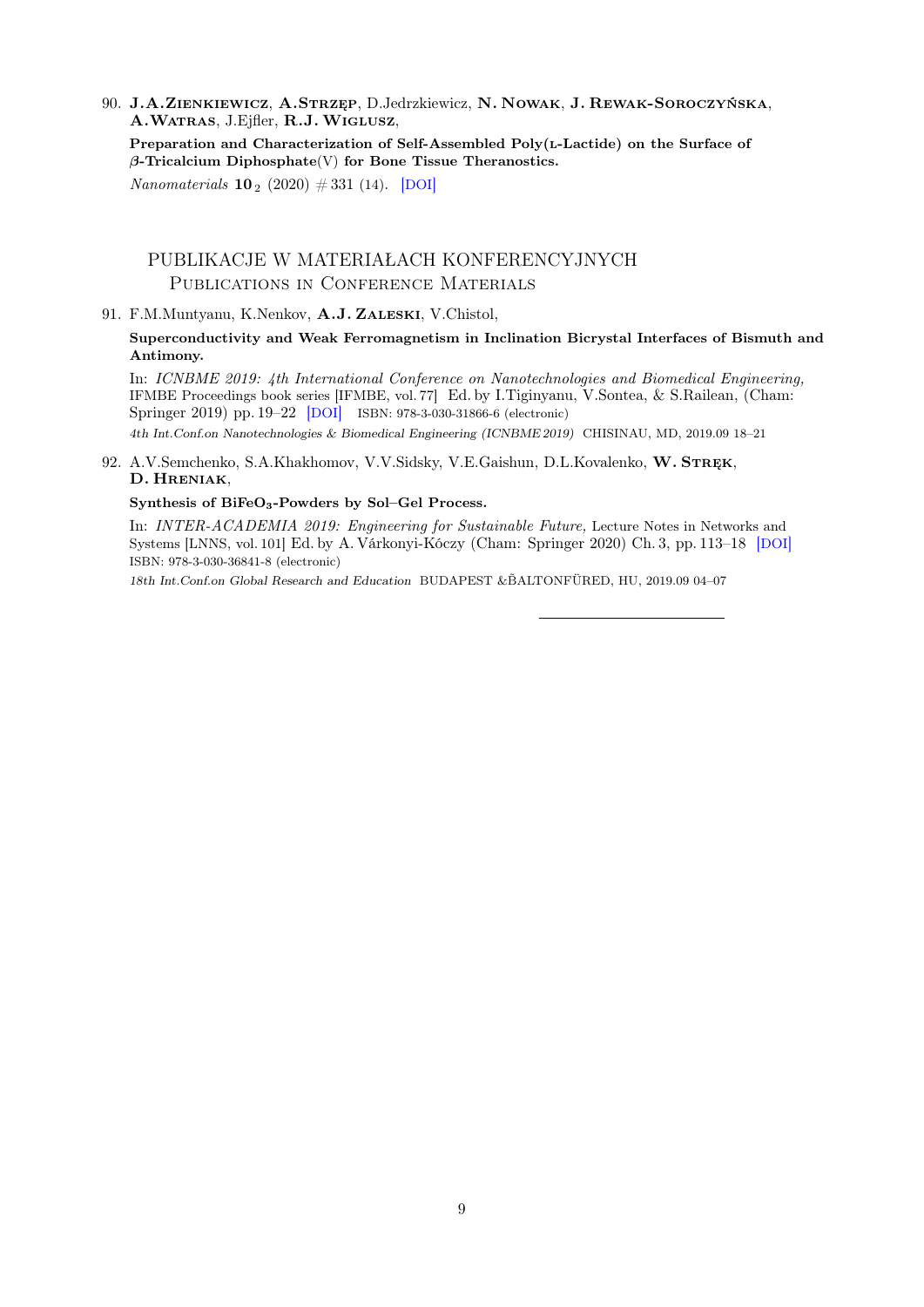90. **J.A.Zienkiewicz**, **A.Strzęp**, D.Jedrzkiewicz, **N. Nowak**, **J. Rewak-Soroczyńska**, **A.Watras**, J.Ejfler, **R.J. Wiglusz**,

    **Preparation and Characterization of Self-Assembled Poly(L-Lactide) on the Surface of β-Tricalcium Diphosphate(V) for Bone Tissue Theranostics.**

    *Nanomaterials* **10** $_2$ (2020) # 331 (14). [DOI]

## PUBLIKACJE W MATERIAŁACH KONFERENCYJNYCH
### Publications in Conference Materials

91. F.M.Muntyanu, K.Nenkov, **A.J. Zaleski**, V.Chistol,

    **Superconductivity and Weak Ferromagnetism in Inclination Bicrystal Interfaces of Bismuth and Antimony.**

    In: *ICNBME 2019: 4th International Conference on Nanotechnologies and Biomedical Engineering,* IFMBE Proceedings book series [IFMBE, vol. 77] Ed. by I.Tiginyanu, V.Sontea, & S.Railean, (Cham: Springer 2019) pp. 19–22 [DOI] ISBN: 978-3-030-31866-6 (electronic)

    *4th Int.Conf.on Nanotechnologies & Biomedical Engineering (ICNBME 2019)* CHISINAU, MD, 2019.09 18–21

92. A.V.Semchenko, S.A.Khakhomov, V.V.Sidsky, V.E.Gaishun, D.L.Kovalenko, **W. Stręk**, **D. Hreniak**,

    **Synthesis of $BiFeO_3$-Powders by Sol–Gel Process.**

    In: *INTER-ACADEMIA 2019: Engineering for Sustainable Future,* Lecture Notes in Networks and Systems [LNNS, vol. 101] Ed. by A. Várkonyi-Kóczy (Cham: Springer 2020) Ch. 3, pp. 113–18 [DOI] ISBN: 978-3-030-36841-8 (electronic)

    *18th Int.Conf.on Global Research and Education* BUDAPEST &ĂBALTONFÜRED, HU, 2019.09 04–07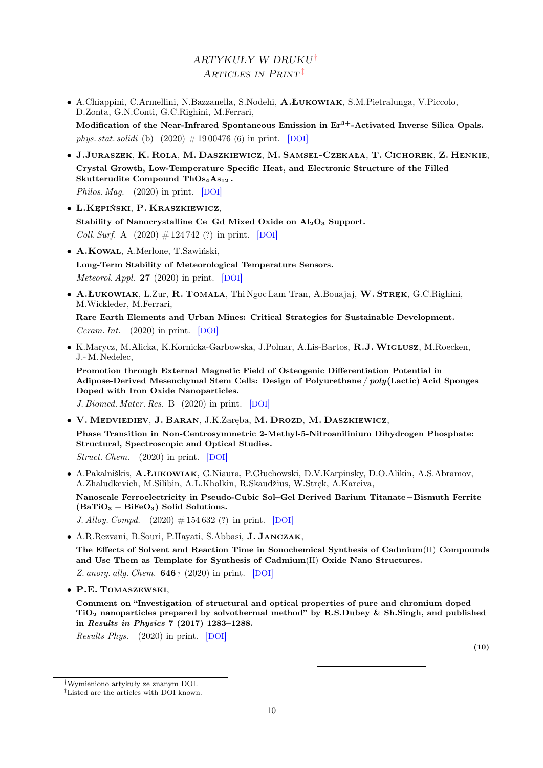# *ARTYKUŁY W DRUKU*[†]

## *Articles in Print*[‡]

- A.Chiappini, C.Armellini, N.Bazzanella, S.Nodehi, **A.Łukowiak**, S.M.Pietralunga, V.Piccolo, D.Zonta, G.N.Conti, G.C.Righini, M.Ferrari,
  **Modification of the Near-Infrared Spontaneous Emission in $Er^{3+}$-Activated Inverse Silica Opals.**
  *phys. stat. solidi* (b) (2020) # 19 00476 (6) in print. [DOI]

- **J.Juraszek**, **K. Rola**, **M. Daszkiewicz**, **M. Samsel-Czekała**, **T. Cichorek**, **Z. Henkie**,
  **Crystal Growth, Low-Temperature Specific Heat, and Electronic Structure of the Filled Skutterudite Compound $ThOs_4As_{12}$.**
  *Philos. Mag.* (2020) in print. [DOI]

- **L.Kępiński**, **P. Kraszkiewicz**,
  **Stability of Nanocrystalline Ce–Gd Mixed Oxide on $Al_2O_3$ Support.**
  *Coll. Surf.* A (2020) # 124 742 (?) in print. [DOI]

- **A.Kowal**, A.Merlone, T.Sawiński,
  **Long-Term Stability of Meteorological Temperature Sensors.**
  *Meteorol. Appl.* **27** (2020) in print. [DOI]

- **A.Łukowiak**, L.Zur, **R. Tomala**, Thi Ngoc Lam Tran, A.Bouajaj, **W. Stręk**, G.C.Righini, M.Wickleder, M.Ferrari,
  **Rare Earth Elements and Urban Mines: Critical Strategies for Sustainable Development.**
  *Ceram. Int.* (2020) in print. [DOI]

- K.Marycz, M.Alicka, K.Kornicka-Garbowska, J.Polnar, A.Lis-Bartos, **R.J. Wiglusz**, M.Roecken, J.-M. Nedelec,
  **Promotion through External Magnetic Field of Osteogenic Differentiation Potential in Adipose-Derived Mesenchymal Stem Cells: Design of Polyurethane / *poly*(Lactic) Acid Sponges Doped with Iron Oxide Nanoparticles.**
  *J. Biomed. Mater. Res.* B (2020) in print. [DOI]

- **V. Medviediev**, **J. Baran**, J.K.Zaręba, **M. Drozd**, **M. Daszkiewicz**,
  **Phase Transition in Non-Centrosymmetric 2-Methyl-5-Nitroanilinium Dihydrogen Phosphate: Structural, Spectroscopic and Optical Studies.**
  *Struct. Chem.* (2020) in print. [DOI]

- A.Pakalniškis, **A.Łukowiak**, G.Niaura, P.Głuchowski, D.V.Karpinsky, D.O.Alikin, A.S.Abramov, A.Zhaludkevich, M.Silibin, A.L.Kholkin, R.Skaudžius, W.Stręk, A.Kareiva,
  **Nanoscale Ferroelectricity in Pseudo-Cubic Sol–Gel Derived Barium Titanate – Bismuth Ferrite ($BaTiO_3 - BiFeO_3$) Solid Solutions.**
  *J. Alloy. Compd.* (2020) # 154 632 (?) in print. [DOI]

- A.R.Rezvani, B.Souri, P.Hayati, S.Abbasi, **J. Janczak**,
  **The Effects of Solvent and Reaction Time in Sonochemical Synthesis of Cadmium(II) Compounds and Use Them as Template for Synthesis of Cadmium(II) Oxide Nano Structures.**
  *Z. anorg. allg. Chem.* **646** ? (2020) in print. [DOI]

- **P.E. Tomaszewski**,
  **Comment on "Investigation of structural and optical properties of pure and chromium doped $TiO_2$ nanoparticles prepared by solvothermal method" by R.S.Dubey & Sh.Singh, and published in *Results in Physics* 7 (2017) 1283–1288.**
  *Results Phys.* (2020) in print. [DOI]

**(10)**

---

[†] Wymieniono artykuły ze znanym DOI.
[‡] Listed are the articles with DOI known.